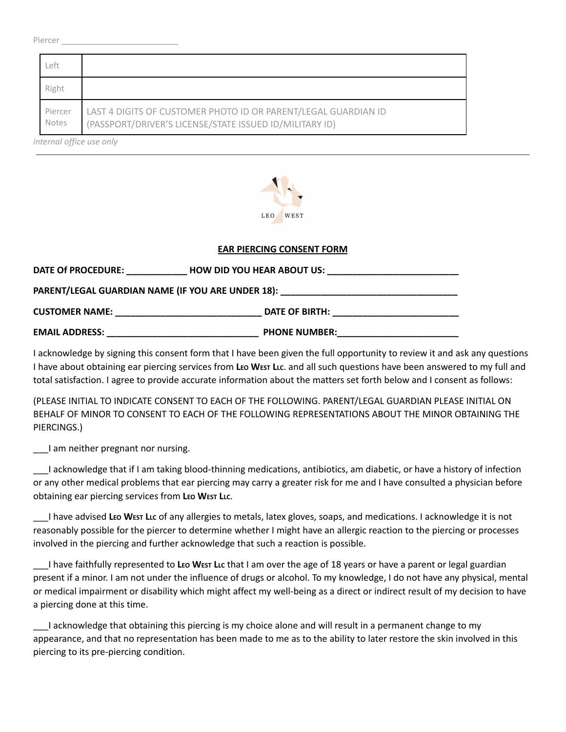Piercer ________________________

| Left | |
|---|---|
| Right | |
| Piercer Notes | LAST 4 DIGITS OF CUSTOMER PHOTO ID OR PARENT/LEGAL GUARDIAN ID (PASSPORT/DRIVER'S LICENSE/STATE ISSUED ID/MILITARY ID) |

*internal office use only*

---

LEO WEST

## EAR PIERCING CONSENT FORM

**DATE Of PROCEDURE: ____________ HOW DID YOU HEAR ABOUT US: __________________________**

**PARENT/LEGAL GUARDIAN NAME (IF YOU ARE UNDER 18): __________________________________**

**CUSTOMER NAME: ____________________________ DATE OF BIRTH: ________________________**

**EMAIL ADDRESS: _____________________________ PHONE NUMBER:________________________**

I acknowledge by signing this consent form that I have been given the full opportunity to review it and ask any questions I have about obtaining ear piercing services from **Leo West Llc**. and all such questions have been answered to my full and total satisfaction. I agree to provide accurate information about the matters set forth below and I consent as follows:

(PLEASE INITIAL TO INDICATE CONSENT TO EACH OF THE FOLLOWING. PARENT/LEGAL GUARDIAN PLEASE INITIAL ON BEHALF OF MINOR TO CONSENT TO EACH OF THE FOLLOWING REPRESENTATIONS ABOUT THE MINOR OBTAINING THE PIERCINGS.)

___I am neither pregnant nor nursing.

___I acknowledge that if I am taking blood-thinning medications, antibiotics, am diabetic, or have a history of infection or any other medical problems that ear piercing may carry a greater risk for me and I have consulted a physician before obtaining ear piercing services from **Leo West Llc**.

___I have advised **Leo West Llc** of any allergies to metals, latex gloves, soaps, and medications. I acknowledge it is not reasonably possible for the piercer to determine whether I might have an allergic reaction to the piercing or processes involved in the piercing and further acknowledge that such a reaction is possible.

___I have faithfully represented to **Leo West Llc** that I am over the age of 18 years or have a parent or legal guardian present if a minor. I am not under the influence of drugs or alcohol. To my knowledge, I do not have any physical, mental or medical impairment or disability which might affect my well-being as a direct or indirect result of my decision to have a piercing done at this time.

___I acknowledge that obtaining this piercing is my choice alone and will result in a permanent change to my appearance, and that no representation has been made to me as to the ability to later restore the skin involved in this piercing to its pre-piercing condition.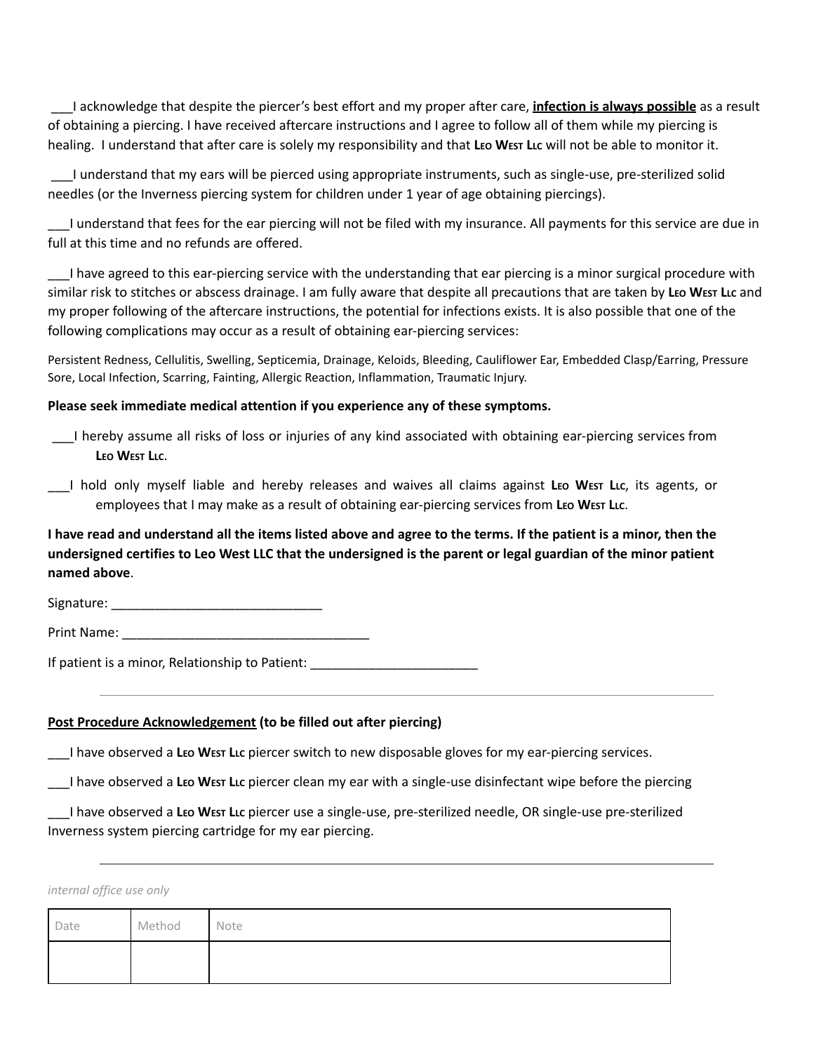___I acknowledge that despite the piercer's best effort and my proper after care, **infection is always possible** as a result of obtaining a piercing. I have received aftercare instructions and I agree to follow all of them while my piercing is healing. I understand that after care is solely my responsibility and that **Leo West Llc** will not be able to monitor it.

___I understand that my ears will be pierced using appropriate instruments, such as single-use, pre-sterilized solid needles (or the Inverness piercing system for children under 1 year of age obtaining piercings).

___I understand that fees for the ear piercing will not be filed with my insurance. All payments for this service are due in full at this time and no refunds are offered.

___I have agreed to this ear-piercing service with the understanding that ear piercing is a minor surgical procedure with similar risk to stitches or abscess drainage. I am fully aware that despite all precautions that are taken by **Leo West Llc** and my proper following of the aftercare instructions, the potential for infections exists. It is also possible that one of the following complications may occur as a result of obtaining ear-piercing services:

Persistent Redness, Cellulitis, Swelling, Septicemia, Drainage, Keloids, Bleeding, Cauliflower Ear, Embedded Clasp/Earring, Pressure Sore, Local Infection, Scarring, Fainting, Allergic Reaction, Inflammation, Traumatic Injury.

**Please seek immediate medical attention if you experience any of these symptoms.**

___I hereby assume all risks of loss or injuries of any kind associated with obtaining ear-piercing services from **Leo West Llc**.

___I hold only myself liable and hereby releases and waives all claims against **Leo West Llc**, its agents, or employees that I may make as a result of obtaining ear-piercing services from **Leo West Llc**.

**I have read and understand all the items listed above and agree to the terms. If the patient is a minor, then the undersigned certifies to Leo West LLC that the undersigned is the parent or legal guardian of the minor patient named above**.

Signature: ______________________________

Print Name: ___________________________________

If patient is a minor, Relationship to Patient: ________________________

---

**Post Procedure Acknowledgement (to be filled out after piercing)**

___I have observed a **Leo West Llc** piercer switch to new disposable gloves for my ear-piercing services.

___I have observed a **Leo West Llc** piercer clean my ear with a single-use disinfectant wipe before the piercing

___I have observed a **Leo West Llc** piercer use a single-use, pre-sterilized needle, OR single-use pre-sterilized Inverness system piercing cartridge for my ear piercing.

---

*internal office use only*

| Date | Method | Note |
| --- | --- | --- |
| | | |